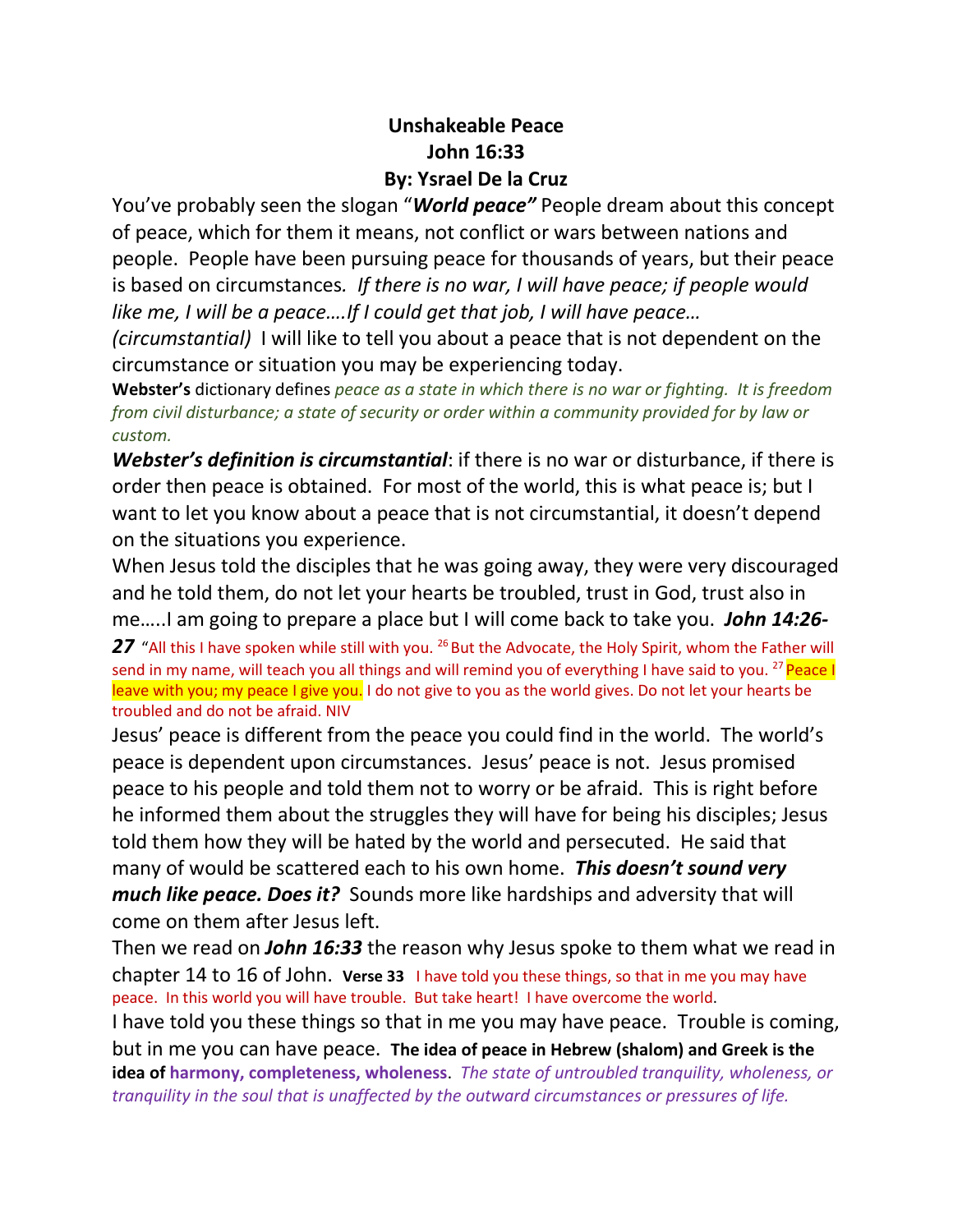**Unshakeable Peace**
**John 16:33**
**By: Ysrael De la Cruz**

You've probably seen the slogan "***World peace"*** People dream about this concept of peace, which for them it means, not conflict or wars between nations and people. People have been pursuing peace for thousands of years, but their peace is based on circumstances*. If there is no war, I will have peace; if people would like me, I will be a peace….If I could get that job, I will have peace… (circumstantial)* I will like to tell you about a peace that is not dependent on the circumstance or situation you may be experiencing today.

**Webster's** dictionary defines *peace as a state in which there is no war or fighting. It is freedom from civil disturbance; a state of security or order within a community provided for by law or custom.*

***Webster's definition is circumstantial***: if there is no war or disturbance, if there is order then peace is obtained. For most of the world, this is what peace is; but I want to let you know about a peace that is not circumstantial, it doesn't depend on the situations you experience.

When Jesus told the disciples that he was going away, they were very discouraged and he told them, do not let your hearts be troubled, trust in God, trust also in me…..I am going to prepare a place but I will come back to take you. ***John 14:26-27*** "All this I have spoken while still with you. [26] But the Advocate, the Holy Spirit, whom the Father will send in my name, will teach you all things and will remind you of everything I have said to you. [27] Peace I leave with you; my peace I give you. I do not give to you as the world gives. Do not let your hearts be troubled and do not be afraid. NIV

Jesus' peace is different from the peace you could find in the world. The world's peace is dependent upon circumstances. Jesus' peace is not. Jesus promised peace to his people and told them not to worry or be afraid. This is right before he informed them about the struggles they will have for being his disciples; Jesus told them how they will be hated by the world and persecuted. He said that many of would be scattered each to his own home. ***This doesn't sound very much like peace. Does it?*** Sounds more like hardships and adversity that will come on them after Jesus left.

Then we read on ***John 16:33*** the reason why Jesus spoke to them what we read in chapter 14 to 16 of John. **Verse 33** I have told you these things, so that in me you may have peace. In this world you will have trouble. But take heart! I have overcome the world.

I have told you these things so that in me you may have peace. Trouble is coming, but in me you can have peace. **The idea of peace in Hebrew (shalom) and Greek is the idea of harmony, completeness, wholeness**. *The state of untroubled tranquility, wholeness, or tranquility in the soul that is unaffected by the outward circumstances or pressures of life.*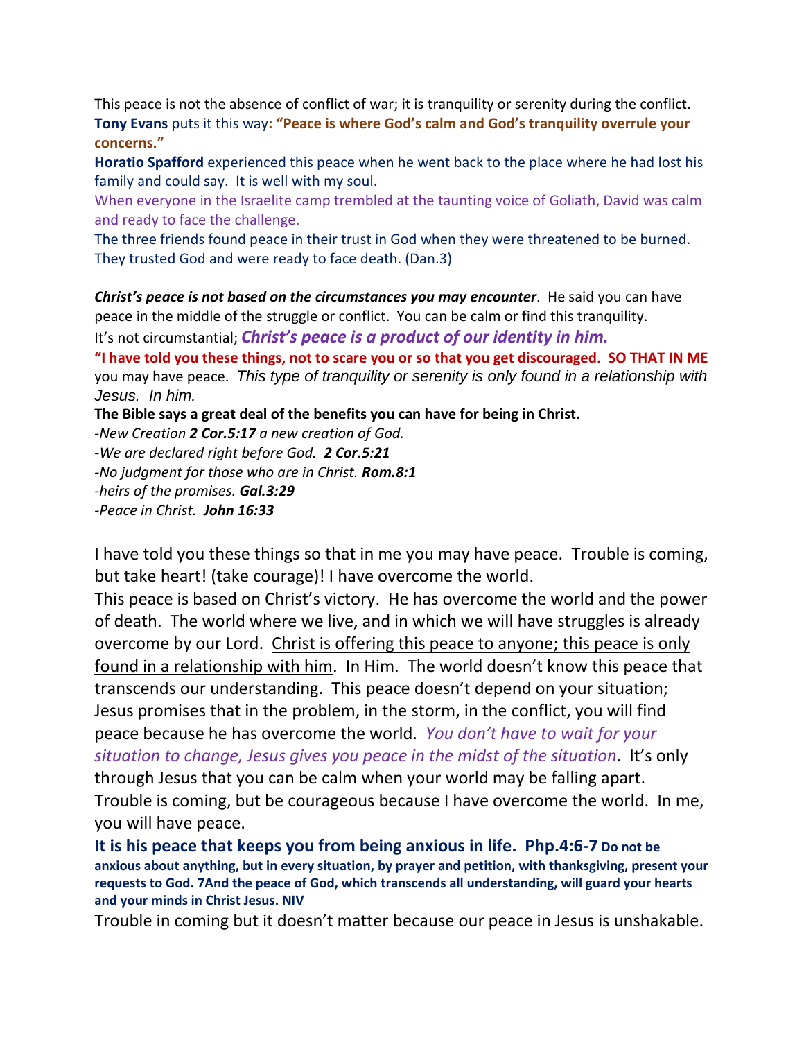This peace is not the absence of conflict of war; it is tranquility or serenity during the conflict. **Tony Evans** puts it this way: **"Peace is where God's calm and God's tranquility overrule your concerns."**

**Horatio Spafford** experienced this peace when he went back to the place where he had lost his family and could say. It is well with my soul.

When everyone in the Israelite camp trembled at the taunting voice of Goliath, David was calm and ready to face the challenge.

The three friends found peace in their trust in God when they were threatened to be burned. They trusted God and were ready to face death. (Dan.3)

***Christ's peace is not based on the circumstances you may encounter***. He said you can have peace in the middle of the struggle or conflict. You can be calm or find this tranquility. It's not circumstantial; ***Christ's peace is a product of our identity in him.***

**"I have told you these things, not to scare you or so that you get discouraged. SO THAT IN ME** you may have peace. *This type of tranquility or serenity is only found in a relationship with Jesus. In him.*

**The Bible says a great deal of the benefits you can have for being in Christ.**

*-New Creation **2 Cor.5:17** a new creation of God.*

*-We are declared right before God. **2 Cor.5:21***

*-No judgment for those who are in Christ. **Rom.8:1***

*-heirs of the promises. **Gal.3:29***

*-Peace in Christ. **John 16:33***

I have told you these things so that in me you may have peace. Trouble is coming, but take heart! (take courage)! I have overcome the world.

This peace is based on Christ's victory. He has overcome the world and the power of death. The world where we live, and in which we will have struggles is already overcome by our Lord. <u>Christ is offering this peace to anyone; this peace is only found in a relationship with him</u>. In Him. The world doesn't know this peace that transcends our understanding. This peace doesn't depend on your situation; Jesus promises that in the problem, in the storm, in the conflict, you will find peace because he has overcome the world. *You don't have to wait for your situation to change, Jesus gives you peace in the midst of the situation*. It's only through Jesus that you can be calm when your world may be falling apart. Trouble is coming, but be courageous because I have overcome the world. In me, you will have peace.

**It is his peace that keeps you from being anxious in life. Php.4:6-7 Do not be anxious about anything, but in every situation, by prayer and petition, with thanksgiving, present your requests to God. 7And the peace of God, which transcends all understanding, will guard your hearts and your minds in Christ Jesus. NIV**

Trouble in coming but it doesn't matter because our peace in Jesus is unshakable.